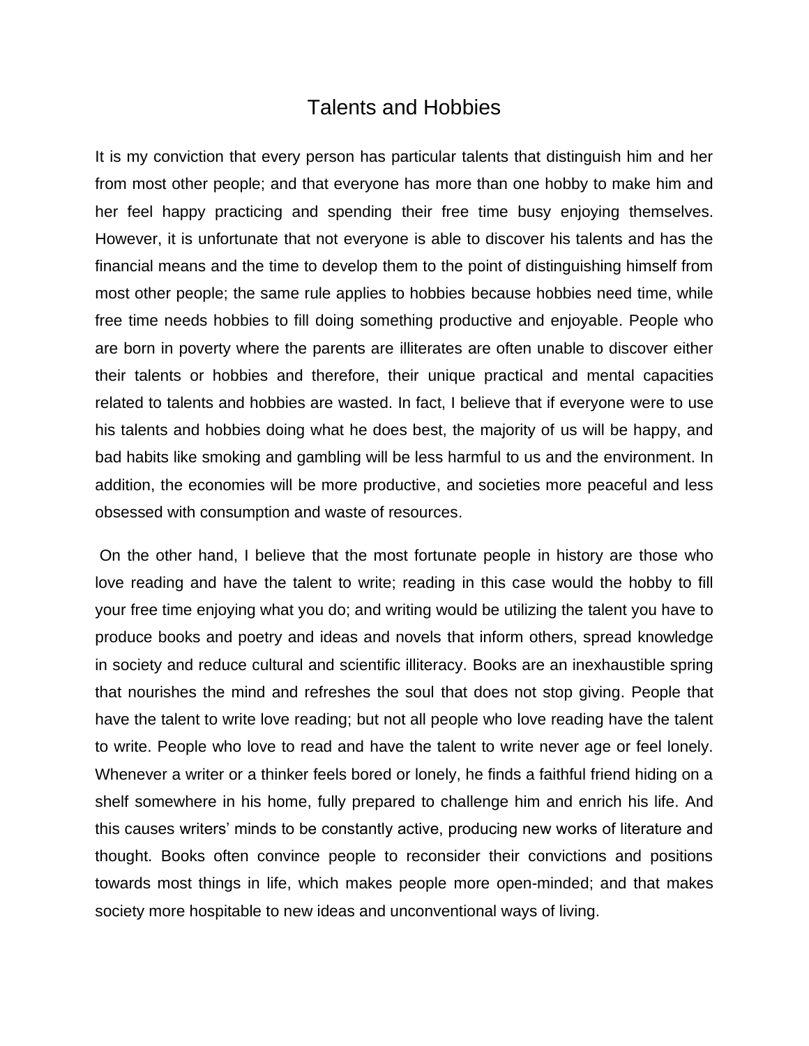# Talents and Hobbies

It is my conviction that every person has particular talents that distinguish him and her from most other people; and that everyone has more than one hobby to make him and her feel happy practicing and spending their free time busy enjoying themselves. However, it is unfortunate that not everyone is able to discover his talents and has the financial means and the time to develop them to the point of distinguishing himself from most other people; the same rule applies to hobbies because hobbies need time, while free time needs hobbies to fill doing something productive and enjoyable. People who are born in poverty where the parents are illiterates are often unable to discover either their talents or hobbies and therefore, their unique practical and mental capacities related to talents and hobbies are wasted. In fact, I believe that if everyone were to use his talents and hobbies doing what he does best, the majority of us will be happy, and bad habits like smoking and gambling will be less harmful to us and the environment. In addition, the economies will be more productive, and societies more peaceful and less obsessed with consumption and waste of resources.

On the other hand, I believe that the most fortunate people in history are those who love reading and have the talent to write; reading in this case would the hobby to fill your free time enjoying what you do; and writing would be utilizing the talent you have to produce books and poetry and ideas and novels that inform others, spread knowledge in society and reduce cultural and scientific illiteracy. Books are an inexhaustible spring that nourishes the mind and refreshes the soul that does not stop giving. People that have the talent to write love reading; but not all people who love reading have the talent to write. People who love to read and have the talent to write never age or feel lonely. Whenever a writer or a thinker feels bored or lonely, he finds a faithful friend hiding on a shelf somewhere in his home, fully prepared to challenge him and enrich his life. And this causes writers' minds to be constantly active, producing new works of literature and thought. Books often convince people to reconsider their convictions and positions towards most things in life, which makes people more open-minded; and that makes society more hospitable to new ideas and unconventional ways of living.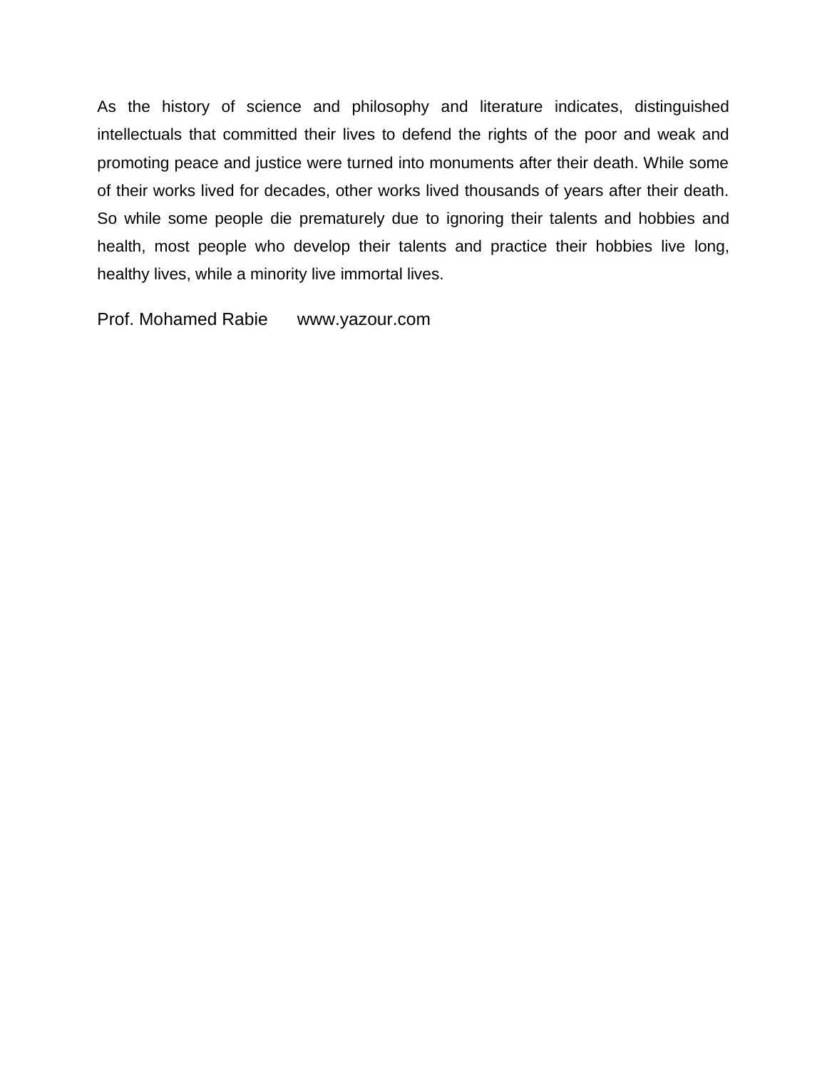As the history of science and philosophy and literature indicates, distinguished intellectuals that committed their lives to defend the rights of the poor and weak and promoting peace and justice were turned into monuments after their death. While some of their works lived for decades, other works lived thousands of years after their death. So while some people die prematurely due to ignoring their talents and hobbies and health, most people who develop their talents and practice their hobbies live long, healthy lives, while a minority live immortal lives.

Prof. Mohamed Rabie      www.yazour.com